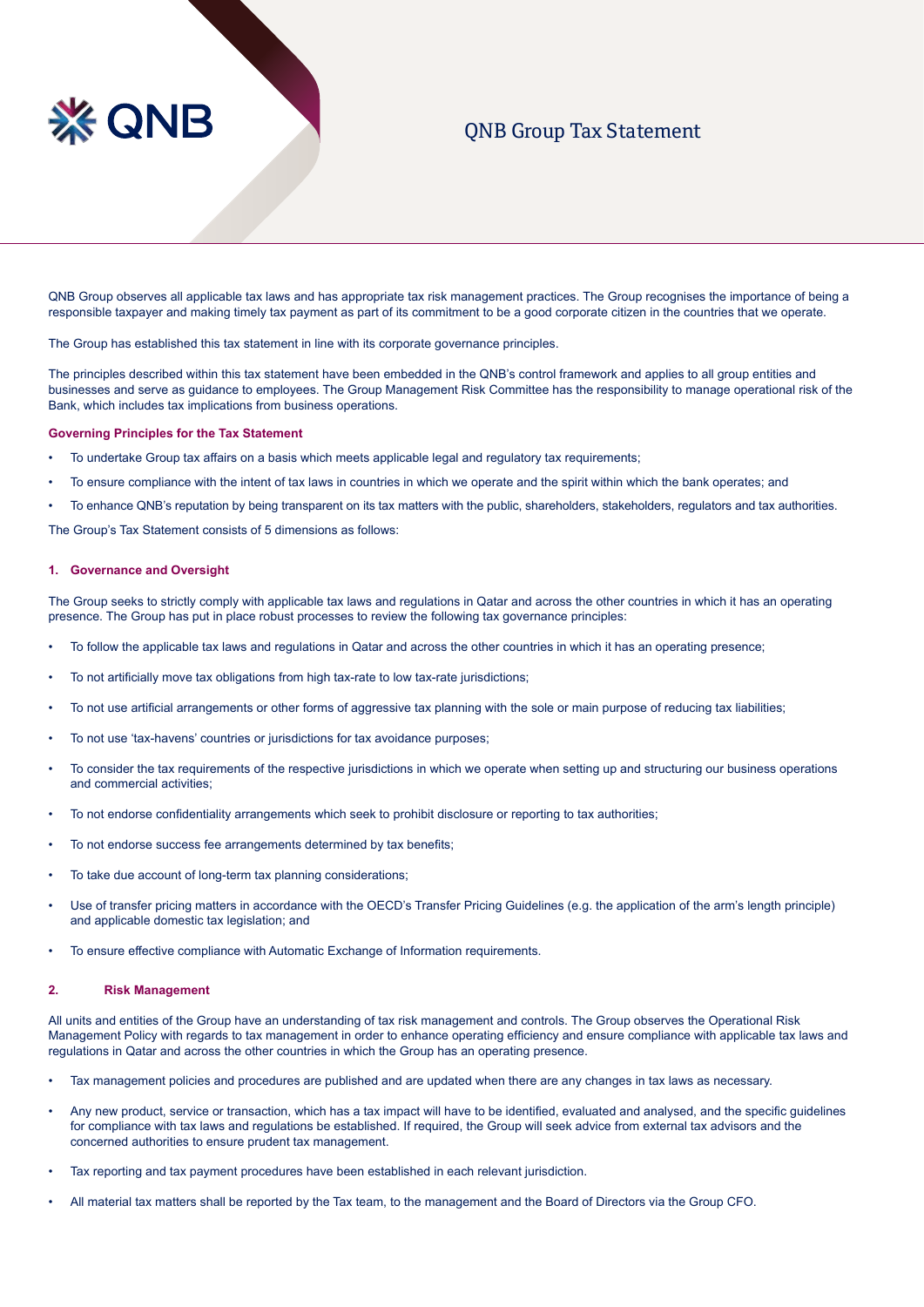QNB

# QNB Group Tax Statement

QNB Group observes all applicable tax laws and has appropriate tax risk management practices. The Group recognises the importance of being a responsible taxpayer and making timely tax payment as part of its commitment to be a good corporate citizen in the countries that we operate.

The Group has established this tax statement in line with its corporate governance principles.

The principles described within this tax statement have been embedded in the QNB's control framework and applies to all group entities and businesses and serve as guidance to employees. The Group Management Risk Committee has the responsibility to manage operational risk of the Bank, which includes tax implications from business operations.

**Governing Principles for the Tax Statement**

- To undertake Group tax affairs on a basis which meets applicable legal and regulatory tax requirements;
- To ensure compliance with the intent of tax laws in countries in which we operate and the spirit within which the bank operates; and
- To enhance QNB's reputation by being transparent on its tax matters with the public, shareholders, stakeholders, regulators and tax authorities.

The Group's Tax Statement consists of 5 dimensions as follows:

## 1. Governance and Oversight

The Group seeks to strictly comply with applicable tax laws and regulations in Qatar and across the other countries in which it has an operating presence. The Group has put in place robust processes to review the following tax governance principles:

- To follow the applicable tax laws and regulations in Qatar and across the other countries in which it has an operating presence;
- To not artificially move tax obligations from high tax-rate to low tax-rate jurisdictions;
- To not use artificial arrangements or other forms of aggressive tax planning with the sole or main purpose of reducing tax liabilities;
- To not use 'tax-havens' countries or jurisdictions for tax avoidance purposes;
- To consider the tax requirements of the respective jurisdictions in which we operate when setting up and structuring our business operations and commercial activities;
- To not endorse confidentiality arrangements which seek to prohibit disclosure or reporting to tax authorities;
- To not endorse success fee arrangements determined by tax benefits;
- To take due account of long-term tax planning considerations;
- Use of transfer pricing matters in accordance with the OECD's Transfer Pricing Guidelines (e.g. the application of the arm's length principle) and applicable domestic tax legislation; and
- To ensure effective compliance with Automatic Exchange of Information requirements.

## 2. Risk Management

All units and entities of the Group have an understanding of tax risk management and controls. The Group observes the Operational Risk Management Policy with regards to tax management in order to enhance operating efficiency and ensure compliance with applicable tax laws and regulations in Qatar and across the other countries in which the Group has an operating presence.

- Tax management policies and procedures are published and are updated when there are any changes in tax laws as necessary.
- Any new product, service or transaction, which has a tax impact will have to be identified, evaluated and analysed, and the specific guidelines for compliance with tax laws and regulations be established. If required, the Group will seek advice from external tax advisors and the concerned authorities to ensure prudent tax management.
- Tax reporting and tax payment procedures have been established in each relevant jurisdiction.
- All material tax matters shall be reported by the Tax team, to the management and the Board of Directors via the Group CFO.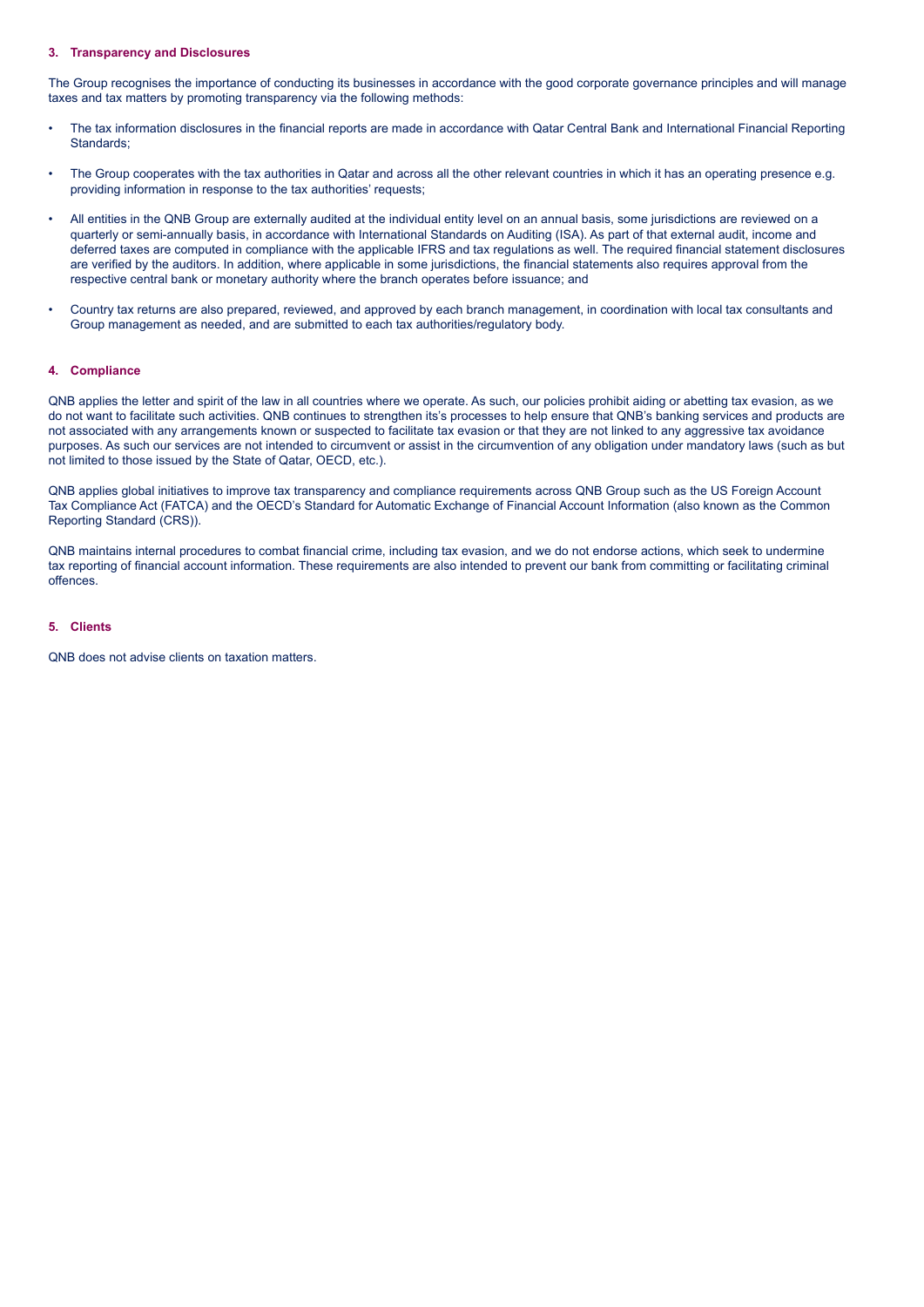## 3. Transparency and Disclosures

The Group recognises the importance of conducting its businesses in accordance with the good corporate governance principles and will manage taxes and tax matters by promoting transparency via the following methods:

- The tax information disclosures in the financial reports are made in accordance with Qatar Central Bank and International Financial Reporting Standards;
- The Group cooperates with the tax authorities in Qatar and across all the other relevant countries in which it has an operating presence e.g. providing information in response to the tax authorities' requests;
- All entities in the QNB Group are externally audited at the individual entity level on an annual basis, some jurisdictions are reviewed on a quarterly or semi-annually basis, in accordance with International Standards on Auditing (ISA). As part of that external audit, income and deferred taxes are computed in compliance with the applicable IFRS and tax regulations as well. The required financial statement disclosures are verified by the auditors. In addition, where applicable in some jurisdictions, the financial statements also requires approval from the respective central bank or monetary authority where the branch operates before issuance; and
- Country tax returns are also prepared, reviewed, and approved by each branch management, in coordination with local tax consultants and Group management as needed, and are submitted to each tax authorities/regulatory body.

## 4. Compliance

QNB applies the letter and spirit of the law in all countries where we operate. As such, our policies prohibit aiding or abetting tax evasion, as we do not want to facilitate such activities. QNB continues to strengthen its's processes to help ensure that QNB's banking services and products are not associated with any arrangements known or suspected to facilitate tax evasion or that they are not linked to any aggressive tax avoidance purposes. As such our services are not intended to circumvent or assist in the circumvention of any obligation under mandatory laws (such as but not limited to those issued by the State of Qatar, OECD, etc.).

QNB applies global initiatives to improve tax transparency and compliance requirements across QNB Group such as the US Foreign Account Tax Compliance Act (FATCA) and the OECD's Standard for Automatic Exchange of Financial Account Information (also known as the Common Reporting Standard (CRS)).

QNB maintains internal procedures to combat financial crime, including tax evasion, and we do not endorse actions, which seek to undermine tax reporting of financial account information. These requirements are also intended to prevent our bank from committing or facilitating criminal offences.

## 5. Clients

QNB does not advise clients on taxation matters.